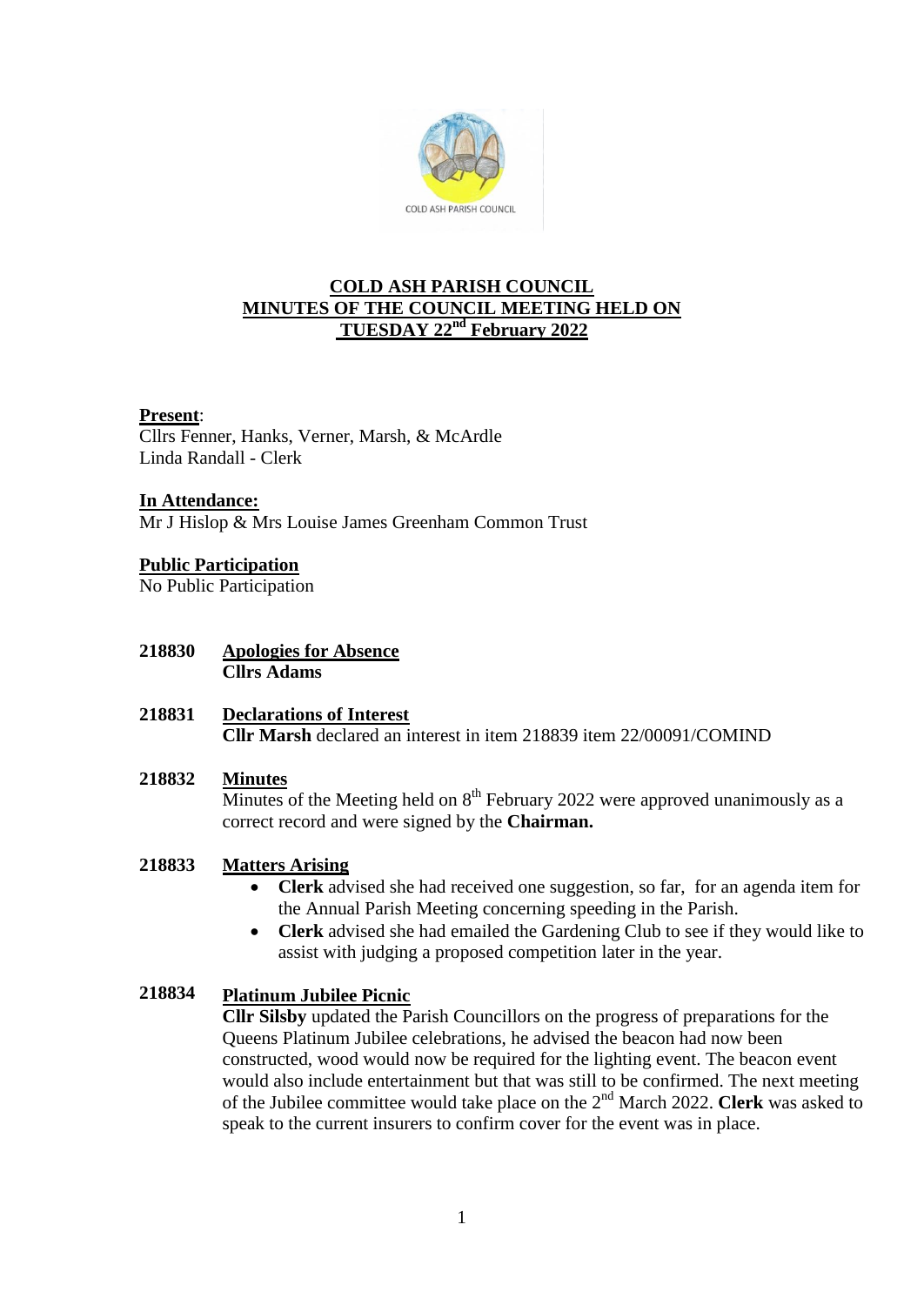# COLD ASH PARISH COUNCIL
# MINUTES OF THE COUNCIL MEETING HELD ON TUESDAY 22nd February 2022

**Present**:
Cllrs Fenner, Hanks, Verner, Marsh, & McArdle
Linda Randall - Clerk

**In Attendance:**
Mr J Hislop & Mrs Louise James Greenham Common Trust

**Public Participation**
No Public Participation

**218830 Apologies for Absence**
**Cllrs Adams**

**218831 Declarations of Interest**
**Cllr Marsh** declared an interest in item 218839 item 22/00091/COMIND

**218832 Minutes**
Minutes of the Meeting held on 8th February 2022 were approved unanimously as a correct record and were signed by the **Chairman.**

**218833 Matters Arising**

- **Clerk** advised she had received one suggestion, so far, for an agenda item for the Annual Parish Meeting concerning speeding in the Parish.
- **Clerk** advised she had emailed the Gardening Club to see if they would like to assist with judging a proposed competition later in the year.

**218834 Platinum Jubilee Picnic**
**Cllr Silsby** updated the Parish Councillors on the progress of preparations for the Queens Platinum Jubilee celebrations, he advised the beacon had now been constructed, wood would now be required for the lighting event. The beacon event would also include entertainment but that was still to be confirmed. The next meeting of the Jubilee committee would take place on the 2nd March 2022. **Clerk** was asked to speak to the current insurers to confirm cover for the event was in place.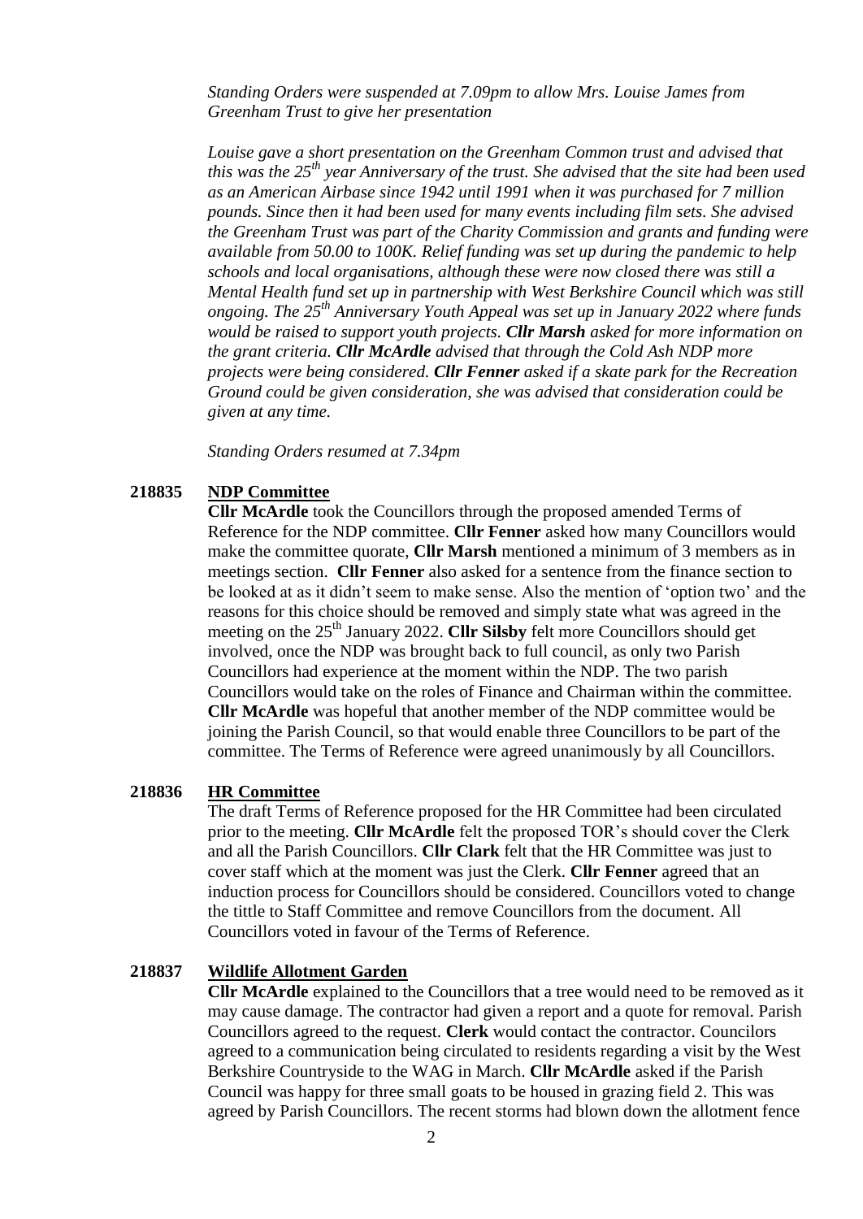*Standing Orders were suspended at 7.09pm to allow Mrs. Louise James from Greenham Trust to give her presentation*

*Louise gave a short presentation on the Greenham Common trust and advised that this was the 25th year Anniversary of the trust. She advised that the site had been used as an American Airbase since 1942 until 1991 when it was purchased for 7 million pounds. Since then it had been used for many events including film sets. She advised the Greenham Trust was part of the Charity Commission and grants and funding were available from 50.00 to 100K. Relief funding was set up during the pandemic to help schools and local organisations, although these were now closed there was still a Mental Health fund set up in partnership with West Berkshire Council which was still ongoing. The 25th Anniversary Youth Appeal was set up in January 2022 where funds would be raised to support youth projects.* ***Cllr Marsh*** *asked for more information on the grant criteria.* ***Cllr McArdle*** *advised that through the Cold Ash NDP more projects were being considered.* ***Cllr Fenner*** *asked if a skate park for the Recreation Ground could be given consideration, she was advised that consideration could be given at any time.*

*Standing Orders resumed at 7.34pm*

**218835 NDP Committee**

**Cllr McArdle** took the Councillors through the proposed amended Terms of Reference for the NDP committee. **Cllr Fenner** asked how many Councillors would make the committee quorate, **Cllr Marsh** mentioned a minimum of 3 members as in meetings section. **Cllr Fenner** also asked for a sentence from the finance section to be looked at as it didn't seem to make sense. Also the mention of 'option two' and the reasons for this choice should be removed and simply state what was agreed in the meeting on the 25th January 2022. **Cllr Silsby** felt more Councillors should get involved, once the NDP was brought back to full council, as only two Parish Councillors had experience at the moment within the NDP. The two parish Councillors would take on the roles of Finance and Chairman within the committee. **Cllr McArdle** was hopeful that another member of the NDP committee would be joining the Parish Council, so that would enable three Councillors to be part of the committee. The Terms of Reference were agreed unanimously by all Councillors.

**218836 HR Committee**

The draft Terms of Reference proposed for the HR Committee had been circulated prior to the meeting. **Cllr McArdle** felt the proposed TOR's should cover the Clerk and all the Parish Councillors. **Cllr Clark** felt that the HR Committee was just to cover staff which at the moment was just the Clerk. **Cllr Fenner** agreed that an induction process for Councillors should be considered. Councillors voted to change the tittle to Staff Committee and remove Councillors from the document. All Councillors voted in favour of the Terms of Reference.

**218837 Wildlife Allotment Garden**

**Cllr McArdle** explained to the Councillors that a tree would need to be removed as it may cause damage. The contractor had given a report and a quote for removal. Parish Councillors agreed to the request. **Clerk** would contact the contractor. Councilors agreed to a communication being circulated to residents regarding a visit by the West Berkshire Countryside to the WAG in March. **Cllr McArdle** asked if the Parish Council was happy for three small goats to be housed in grazing field 2. This was agreed by Parish Councillors. The recent storms had blown down the allotment fence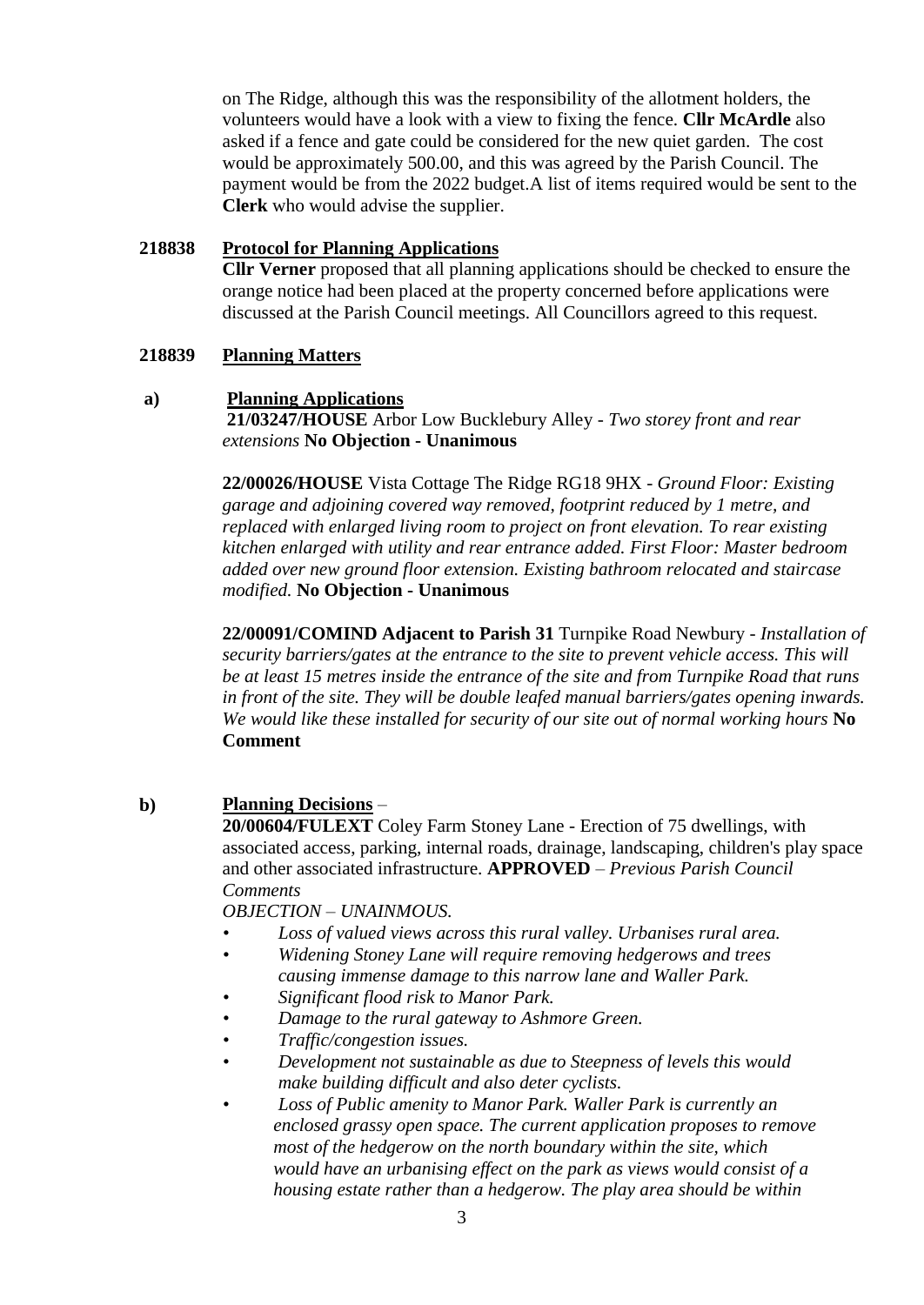on The Ridge, although this was the responsibility of the allotment holders, the volunteers would have a look with a view to fixing the fence. **Cllr McArdle** also asked if a fence and gate could be considered for the new quiet garden. The cost would be approximately 500.00, and this was agreed by the Parish Council. The payment would be from the 2022 budget.A list of items required would be sent to the **Clerk** who would advise the supplier.

**218838 Protocol for Planning Applications**

**Cllr Verner** proposed that all planning applications should be checked to ensure the orange notice had been placed at the property concerned before applications were discussed at the Parish Council meetings. All Councillors agreed to this request.

**218839 Planning Matters**

**a) Planning Applications**

**21/03247/HOUSE** Arbor Low Bucklebury Alley - *Two storey front and rear extensions* **No Objection - Unanimous**

**22/00026/HOUSE** Vista Cottage The Ridge RG18 9HX - *Ground Floor: Existing garage and adjoining covered way removed, footprint reduced by 1 metre, and replaced with enlarged living room to project on front elevation. To rear existing kitchen enlarged with utility and rear entrance added. First Floor: Master bedroom added over new ground floor extension. Existing bathroom relocated and staircase modified.* **No Objection - Unanimous**

**22/00091/COMIND Adjacent to Parish 31** Turnpike Road Newbury - *Installation of security barriers/gates at the entrance to the site to prevent vehicle access. This will be at least 15 metres inside the entrance of the site and from Turnpike Road that runs in front of the site. They will be double leafed manual barriers/gates opening inwards. We would like these installed for security of our site out of normal working hours* **No Comment**

**b) Planning Decisions** –

**20/00604/FULEXT** Coley Farm Stoney Lane - Erection of 75 dwellings, with associated access, parking, internal roads, drainage, landscaping, children's play space and other associated infrastructure. **APPROVED** – *Previous Parish Council Comments*

*OBJECTION – UNAINMOUS.*

- *Loss of valued views across this rural valley. Urbanises rural area.*
- *Widening Stoney Lane will require removing hedgerows and trees causing immense damage to this narrow lane and Waller Park.*
- *Significant flood risk to Manor Park.*
- *Damage to the rural gateway to Ashmore Green.*
- *Traffic/congestion issues.*
- *Development not sustainable as due to Steepness of levels this would make building difficult and also deter cyclists.*
- *Loss of Public amenity to Manor Park. Waller Park is currently an enclosed grassy open space. The current application proposes to remove most of the hedgerow on the north boundary within the site, which would have an urbanising effect on the park as views would consist of a housing estate rather than a hedgerow. The play area should be within*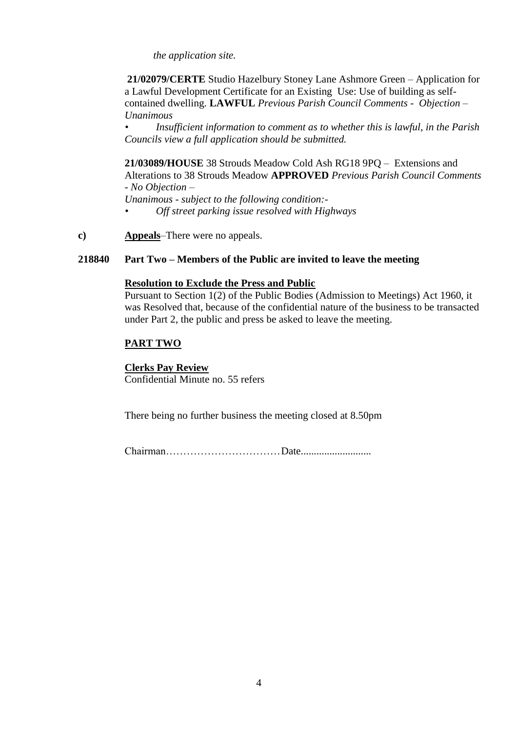*the application site.*

**21/02079/CERTE** Studio Hazelbury Stoney Lane Ashmore Green – Application for a Lawful Development Certificate for an Existing Use: Use of building as self-contained dwelling. **LAWFUL** *Previous Parish Council Comments - Objection – Unanimous*

- *Insufficient information to comment as to whether this is lawful, in the Parish Councils view a full application should be submitted.*

**21/03089/HOUSE** 38 Strouds Meadow Cold Ash RG18 9PQ – Extensions and Alterations to 38 Strouds Meadow **APPROVED** *Previous Parish Council Comments - No Objection –*
*Unanimous - subject to the following condition:-*

- *Off street parking issue resolved with Highways*

**c)** **Appeals**–There were no appeals.

**218840 Part Two – Members of the Public are invited to leave the meeting**

**Resolution to Exclude the Press and Public**
Pursuant to Section 1(2) of the Public Bodies (Admission to Meetings) Act 1960, it was Resolved that, because of the confidential nature of the business to be transacted under Part 2, the public and press be asked to leave the meeting.

**PART TWO**

**Clerks Pay Review**
Confidential Minute no. 55 refers

There being no further business the meeting closed at 8.50pm

Chairman……………………………Date...........................